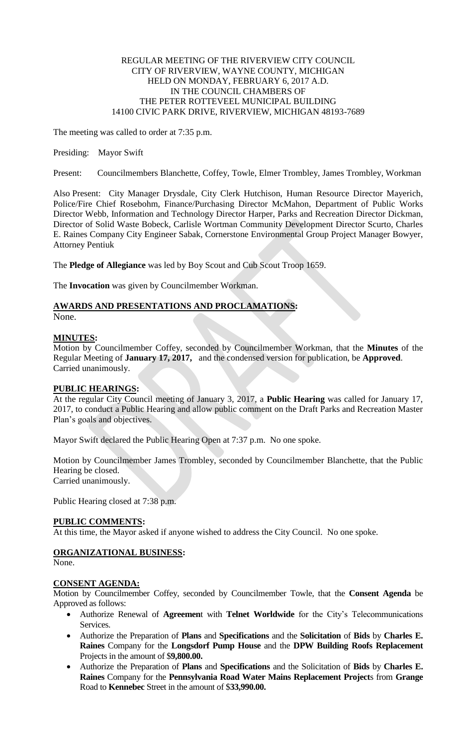REGULAR MEETING OF THE RIVERVIEW CITY COUNCIL
CITY OF RIVERVIEW, WAYNE COUNTY, MICHIGAN
HELD ON MONDAY, FEBRUARY 6, 2017 A.D.
IN THE COUNCIL CHAMBERS OF
THE PETER ROTTEVEEL MUNICIPAL BUILDING
14100 CIVIC PARK DRIVE, RIVERVIEW, MICHIGAN 48193-7689

The meeting was called to order at 7:35 p.m.

Presiding: Mayor Swift

Present: Councilmembers Blanchette, Coffey, Towle, Elmer Trombley, James Trombley, Workman

Also Present: City Manager Drysdale, City Clerk Hutchison, Human Resource Director Mayerich, Police/Fire Chief Rosebohm, Finance/Purchasing Director McMahon, Department of Public Works Director Webb, Information and Technology Director Harper, Parks and Recreation Director Dickman, Director of Solid Waste Bobeck, Carlisle Wortman Community Development Director Scurto, Charles E. Raines Company City Engineer Sabak, Cornerstone Environmental Group Project Manager Bowyer, Attorney Pentiuk

The **Pledge of Allegiance** was led by Boy Scout and Cub Scout Troop 1659.

The **Invocation** was given by Councilmember Workman.

**AWARDS AND PRESENTATIONS AND PROCLAMATIONS:**
None.

**MINUTES:**
Motion by Councilmember Coffey, seconded by Councilmember Workman, that the **Minutes** of the Regular Meeting of **January 17, 2017,** and the condensed version for publication, be **Approved**.
Carried unanimously.

**PUBLIC HEARINGS:**
At the regular City Council meeting of January 3, 2017, a **Public Hearing** was called for January 17, 2017, to conduct a Public Hearing and allow public comment on the Draft Parks and Recreation Master Plan's goals and objectives.

Mayor Swift declared the Public Hearing Open at 7:37 p.m. No one spoke.

Motion by Councilmember James Trombley, seconded by Councilmember Blanchette, that the Public Hearing be closed.
Carried unanimously.

Public Hearing closed at 7:38 p.m.

**PUBLIC COMMENTS:**
At this time, the Mayor asked if anyone wished to address the City Council. No one spoke.

**ORGANIZATIONAL BUSINESS:**
None.

**CONSENT AGENDA:**
Motion by Councilmember Coffey, seconded by Councilmember Towle, that the **Consent Agenda** be Approved as follows:

- Authorize Renewal of **Agreemen**t with **Telnet Worldwide** for the City's Telecommunications Services.
- Authorize the Preparation of **Plans** and **Specifications** and the **Solicitation** of **Bids** by **Charles E. Raines** Company for the **Longsdorf Pump House** and the **DPW Building Roofs Replacement** Projects in the amount of $**9,800.00.**
- Authorize the Preparation of **Plans** and **Specifications** and the Solicitation of **Bids** by **Charles E. Raines** Company for the **Pennsylvania Road Water Mains Replacement Project**s from **Grange** Road to **Kennebec** Street in the amount of $**33,990.00.**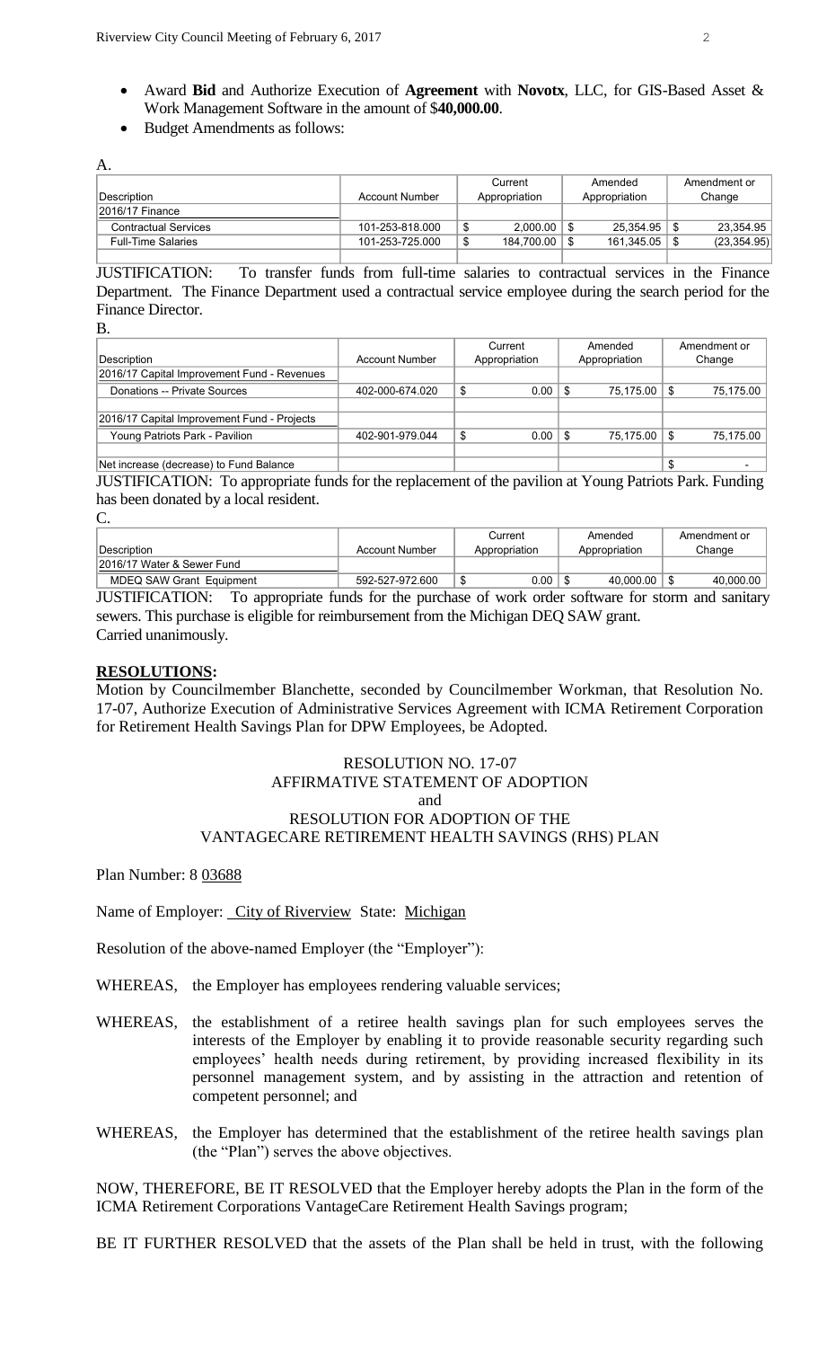- Award **Bid** and Authorize Execution of **Agreement** with **Novotx**, LLC, for GIS-Based Asset & Work Management Software in the amount of $**40,000.00**.
- Budget Amendments as follows:

A.

| Description | Account Number | Current Appropriation | Amended Appropriation | Amendment or Change |
|---|---|---|---|---|
| 2016/17 Finance | | | | |
| Contractual Services | 101-253-818.000 | $ 2,000.00 | $ 25,354.95 | $ 23,354.95 |
| Full-Time Salaries | 101-253-725.000 | $ 184,700.00 | $ 161,345.05 | $ (23,354.95) |

JUSTIFICATION: To transfer funds from full-time salaries to contractual services in the Finance Department. The Finance Department used a contractual service employee during the search period for the Finance Director.

B.

| Description | Account Number | Current Appropriation | Amended Appropriation | Amendment or Change |
|---|---|---|---|---|
| 2016/17 Capital Improvement Fund - Revenues | | | | |
| Donations -- Private Sources | 402-000-674.020 | $ 0.00 | $ 75,175.00 | $ 75,175.00 |
| 2016/17 Capital Improvement Fund - Projects | | | | |
| Young Patriots Park - Pavilion | 402-901-979.044 | $ 0.00 | $ 75,175.00 | $ 75,175.00 |
| Net increase (decrease) to Fund Balance | | | | $ - |

JUSTIFICATION: To appropriate funds for the replacement of the pavilion at Young Patriots Park. Funding has been donated by a local resident.

C.

| Description | Account Number | Current Appropriation | Amended Appropriation | Amendment or Change |
|---|---|---|---|---|
| 2016/17 Water & Sewer Fund | | | | |
| MDEQ SAW Grant Equipment | 592-527-972.600 | $ 0.00 | $ 40,000.00 | $ 40,000.00 |

JUSTIFICATION: To appropriate funds for the purchase of work order software for storm and sanitary sewers. This purchase is eligible for reimbursement from the Michigan DEQ SAW grant.

Carried unanimously.

## RESOLUTIONS:

Motion by Councilmember Blanchette, seconded by Councilmember Workman, that Resolution No. 17-07, Authorize Execution of Administrative Services Agreement with ICMA Retirement Corporation for Retirement Health Savings Plan for DPW Employees, be Adopted.

### RESOLUTION NO. 17-07
### AFFIRMATIVE STATEMENT OF ADOPTION
### and
### RESOLUTION FOR ADOPTION OF THE VANTAGECARE RETIREMENT HEALTH SAVINGS (RHS) PLAN

Plan Number: 8 03688

Name of Employer: City of Riverview State: Michigan

Resolution of the above-named Employer (the "Employer"):

WHEREAS, the Employer has employees rendering valuable services;

WHEREAS, the establishment of a retiree health savings plan for such employees serves the interests of the Employer by enabling it to provide reasonable security regarding such employees' health needs during retirement, by providing increased flexibility in its personnel management system, and by assisting in the attraction and retention of competent personnel; and

WHEREAS, the Employer has determined that the establishment of the retiree health savings plan (the "Plan") serves the above objectives.

NOW, THEREFORE, BE IT RESOLVED that the Employer hereby adopts the Plan in the form of the ICMA Retirement Corporations VantageCare Retirement Health Savings program;

BE IT FURTHER RESOLVED that the assets of the Plan shall be held in trust, with the following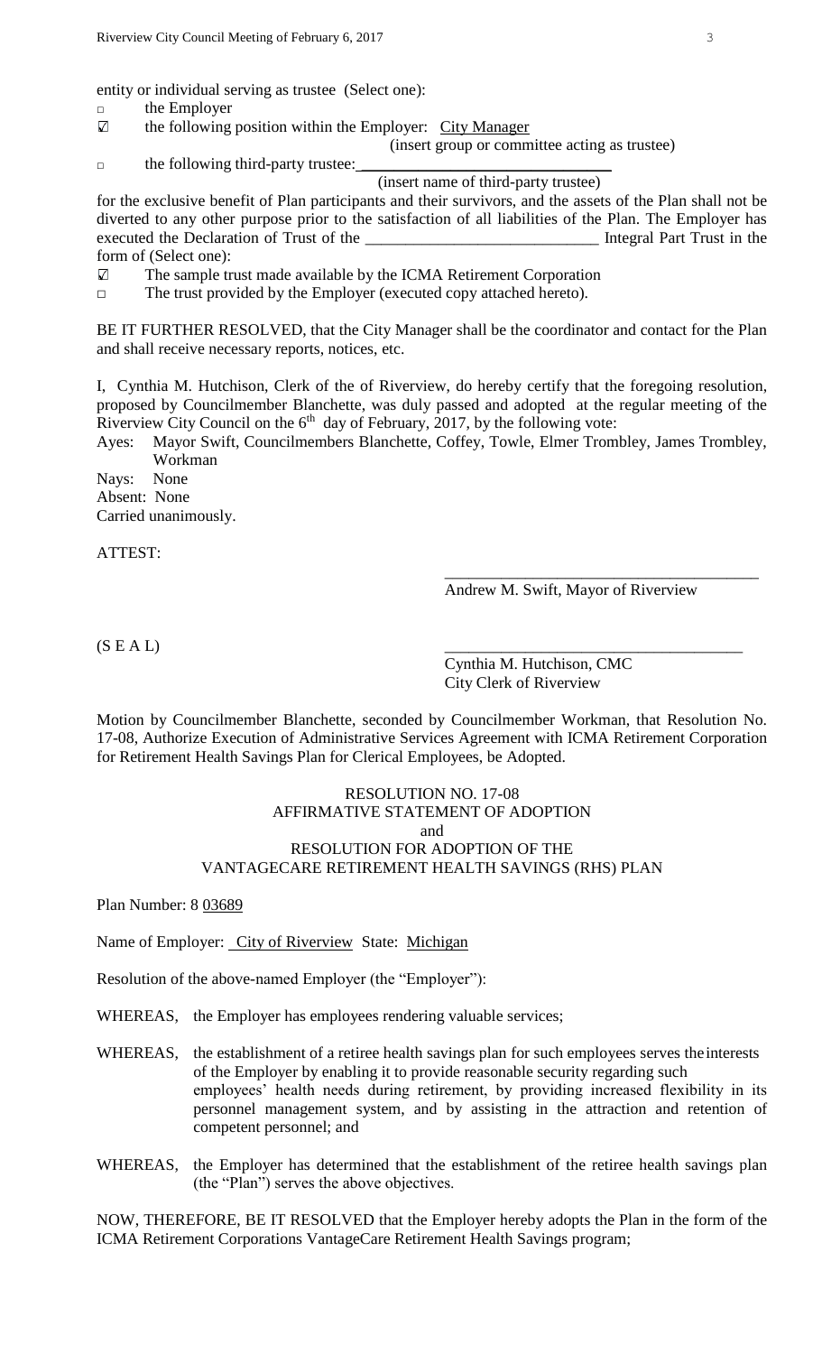entity or individual serving as trustee (Select one):

- □ the Employer
- ☑ the following position within the Employer: City Manager

(insert group or committee acting as trustee)

- □ the following third-party trustee: ______________________________

(insert name of third-party trustee)

for the exclusive benefit of Plan participants and their survivors, and the assets of the Plan shall not be diverted to any other purpose prior to the satisfaction of all liabilities of the Plan. The Employer has executed the Declaration of Trust of the ____________________________ Integral Part Trust in the form of (Select one):

- ☑ The sample trust made available by the ICMA Retirement Corporation
- □ The trust provided by the Employer (executed copy attached hereto).

BE IT FURTHER RESOLVED, that the City Manager shall be the coordinator and contact for the Plan and shall receive necessary reports, notices, etc.

I, Cynthia M. Hutchison, Clerk of the of Riverview, do hereby certify that the foregoing resolution, proposed by Councilmember Blanchette, was duly passed and adopted at the regular meeting of the Riverview City Council on the 6th day of February, 2017, by the following vote:

Ayes: Mayor Swift, Councilmembers Blanchette, Coffey, Towle, Elmer Trombley, James Trombley, Workman

Nays: None

Absent: None

Carried unanimously.

ATTEST:

______________________________________
Andrew M. Swift, Mayor of Riverview

(S E A L)

______________________________________
Cynthia M. Hutchison, CMC
City Clerk of Riverview

Motion by Councilmember Blanchette, seconded by Councilmember Workman, that Resolution No. 17-08, Authorize Execution of Administrative Services Agreement with ICMA Retirement Corporation for Retirement Health Savings Plan for Clerical Employees, be Adopted.

## RESOLUTION NO. 17-08
## AFFIRMATIVE STATEMENT OF ADOPTION
## and
## RESOLUTION FOR ADOPTION OF THE VANTAGECARE RETIREMENT HEALTH SAVINGS (RHS) PLAN

Plan Number: 8 03689

Name of Employer: City of Riverview State: Michigan

Resolution of the above-named Employer (the "Employer"):

WHEREAS, the Employer has employees rendering valuable services;

WHEREAS, the establishment of a retiree health savings plan for such employees serves the interests of the Employer by enabling it to provide reasonable security regarding such employees' health needs during retirement, by providing increased flexibility in its personnel management system, and by assisting in the attraction and retention of competent personnel; and

WHEREAS, the Employer has determined that the establishment of the retiree health savings plan (the "Plan") serves the above objectives.

NOW, THEREFORE, BE IT RESOLVED that the Employer hereby adopts the Plan in the form of the ICMA Retirement Corporations VantageCare Retirement Health Savings program;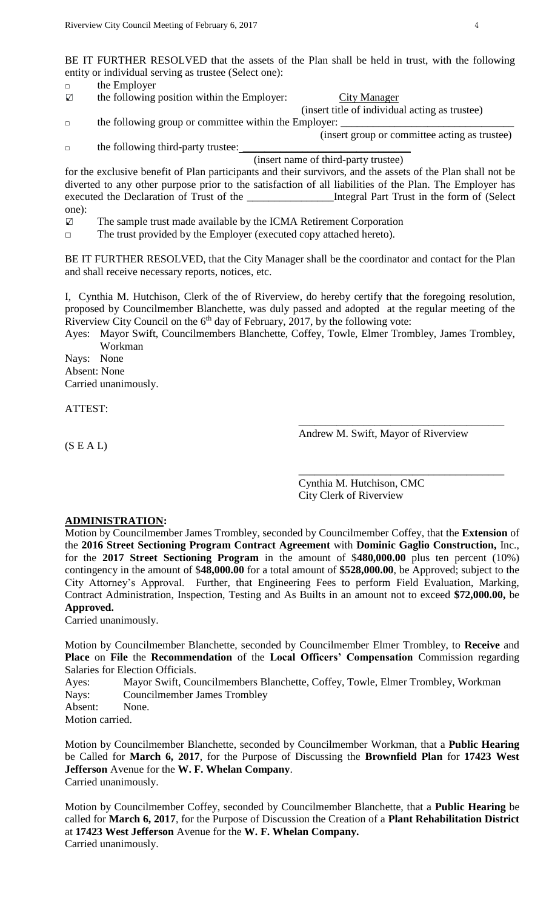BE IT FURTHER RESOLVED that the assets of the Plan shall be held in trust, with the following entity or individual serving as trustee (Select one):

□ the Employer

☑ the following position within the Employer: City Manager
(insert title of individual acting as trustee)

□ the following group or committee within the Employer: ______________________________
(insert group or committee acting as trustee)

□ the following third-party trustee: ______________________________
(insert name of third-party trustee)

for the exclusive benefit of Plan participants and their survivors, and the assets of the Plan shall not be diverted to any other purpose prior to the satisfaction of all liabilities of the Plan. The Employer has executed the Declaration of Trust of the _______________Integral Part Trust in the form of (Select one):

☑ The sample trust made available by the ICMA Retirement Corporation

□ The trust provided by the Employer (executed copy attached hereto).

BE IT FURTHER RESOLVED, that the City Manager shall be the coordinator and contact for the Plan and shall receive necessary reports, notices, etc.

I, Cynthia M. Hutchison, Clerk of the of Riverview, do hereby certify that the foregoing resolution, proposed by Councilmember Blanchette, was duly passed and adopted at the regular meeting of the Riverview City Council on the 6th day of February, 2017, by the following vote:

Ayes: Mayor Swift, Councilmembers Blanchette, Coffey, Towle, Elmer Trombley, James Trombley, Workman
Nays: None
Absent: None
Carried unanimously.

ATTEST:

______________________________
Andrew M. Swift, Mayor of Riverview

(S E A L)

______________________________
Cynthia M. Hutchison, CMC
City Clerk of Riverview

**ADMINISTRATION:**

Motion by Councilmember James Trombley, seconded by Councilmember Coffey, that the **Extension** of the **2016 Street Sectioning Program Contract Agreement** with **Dominic Gaglio Construction,** Inc., for the **2017 Street Sectioning Program** in the amount of $**480,000.00** plus ten percent (10%) contingency in the amount of $**48,000.00** for a total amount of **$528,000.00**, be Approved; subject to the City Attorney's Approval. Further, that Engineering Fees to perform Field Evaluation, Marking, Contract Administration, Inspection, Testing and As Builts in an amount not to exceed **$72,000.00,** be **Approved.**
Carried unanimously.

Motion by Councilmember Blanchette, seconded by Councilmember Elmer Trombley, to **Receive** and **Place** on **File** the **Recommendation** of the **Local Officers' Compensation** Commission regarding Salaries for Election Officials.

Ayes: Mayor Swift, Councilmembers Blanchette, Coffey, Towle, Elmer Trombley, Workman
Nays: Councilmember James Trombley
Absent: None.
Motion carried.

Motion by Councilmember Blanchette, seconded by Councilmember Workman, that a **Public Hearing** be Called for **March 6, 2017**, for the Purpose of Discussing the **Brownfield Plan** for **17423 West Jefferson** Avenue for the **W. F. Whelan Company**.
Carried unanimously.

Motion by Councilmember Coffey, seconded by Councilmember Blanchette, that a **Public Hearing** be called for **March 6, 2017**, for the Purpose of Discussion the Creation of a **Plant Rehabilitation District** at **17423 West Jefferson** Avenue for the **W. F. Whelan Company.**
Carried unanimously.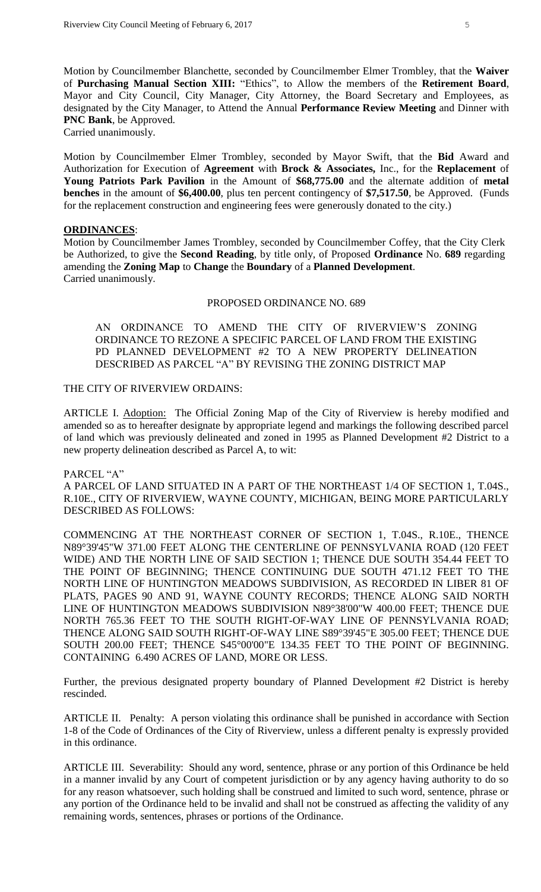Motion by Councilmember Blanchette, seconded by Councilmember Elmer Trombley, that the **Waiver** of **Purchasing Manual Section XIII:** "Ethics", to Allow the members of the **Retirement Board**, Mayor and City Council, City Manager, City Attorney, the Board Secretary and Employees, as designated by the City Manager, to Attend the Annual **Performance Review Meeting** and Dinner with **PNC Bank**, be Approved.
Carried unanimously.

Motion by Councilmember Elmer Trombley, seconded by Mayor Swift, that the **Bid** Award and Authorization for Execution of **Agreement** with **Brock & Associates,** Inc., for the **Replacement** of **Young Patriots Park Pavilion** in the Amount of **$68,775.00** and the alternate addition of **metal benches** in the amount of **$6,400.00**, plus ten percent contingency of **$7,517.50**, be Approved. (Funds for the replacement construction and engineering fees were generously donated to the city.)

**ORDINANCES**:

Motion by Councilmember James Trombley, seconded by Councilmember Coffey, that the City Clerk be Authorized, to give the **Second Reading**, by title only, of Proposed **Ordinance** No. **689** regarding amending the **Zoning Map** to **Change** the **Boundary** of a **Planned Development**.
Carried unanimously.

PROPOSED ORDINANCE NO. 689

AN ORDINANCE TO AMEND THE CITY OF RIVERVIEW'S ZONING ORDINANCE TO REZONE A SPECIFIC PARCEL OF LAND FROM THE EXISTING PD PLANNED DEVELOPMENT #2 TO A NEW PROPERTY DELINEATION DESCRIBED AS PARCEL "A" BY REVISING THE ZONING DISTRICT MAP

THE CITY OF RIVERVIEW ORDAINS:

ARTICLE I. Adoption: The Official Zoning Map of the City of Riverview is hereby modified and amended so as to hereafter designate by appropriate legend and markings the following described parcel of land which was previously delineated and zoned in 1995 as Planned Development #2 District to a new property delineation described as Parcel A, to wit:

PARCEL "A"
A PARCEL OF LAND SITUATED IN A PART OF THE NORTHEAST 1/4 OF SECTION 1, T.04S., R.10E., CITY OF RIVERVIEW, WAYNE COUNTY, MICHIGAN, BEING MORE PARTICULARLY DESCRIBED AS FOLLOWS:

COMMENCING AT THE NORTHEAST CORNER OF SECTION 1, T.04S., R.10E., THENCE N89°39'45"W 371.00 FEET ALONG THE CENTERLINE OF PENNSYLVANIA ROAD (120 FEET WIDE) AND THE NORTH LINE OF SAID SECTION 1; THENCE DUE SOUTH 354.44 FEET TO THE POINT OF BEGINNING; THENCE CONTINUING DUE SOUTH 471.12 FEET TO THE NORTH LINE OF HUNTINGTON MEADOWS SUBDIVISION, AS RECORDED IN LIBER 81 OF PLATS, PAGES 90 AND 91, WAYNE COUNTY RECORDS; THENCE ALONG SAID NORTH LINE OF HUNTINGTON MEADOWS SUBDIVISION N89°38'00"W 400.00 FEET; THENCE DUE NORTH 765.36 FEET TO THE SOUTH RIGHT-OF-WAY LINE OF PENNSYLVANIA ROAD; THENCE ALONG SAID SOUTH RIGHT-OF-WAY LINE S89°39'45"E 305.00 FEET; THENCE DUE SOUTH 200.00 FEET; THENCE S45°00'00"E 134.35 FEET TO THE POINT OF BEGINNING. CONTAINING 6.490 ACRES OF LAND, MORE OR LESS.

Further, the previous designated property boundary of Planned Development #2 District is hereby rescinded.

ARTICLE II. Penalty: A person violating this ordinance shall be punished in accordance with Section 1-8 of the Code of Ordinances of the City of Riverview, unless a different penalty is expressly provided in this ordinance.

ARTICLE III. Severability: Should any word, sentence, phrase or any portion of this Ordinance be held in a manner invalid by any Court of competent jurisdiction or by any agency having authority to do so for any reason whatsoever, such holding shall be construed and limited to such word, sentence, phrase or any portion of the Ordinance held to be invalid and shall not be construed as affecting the validity of any remaining words, sentences, phrases or portions of the Ordinance.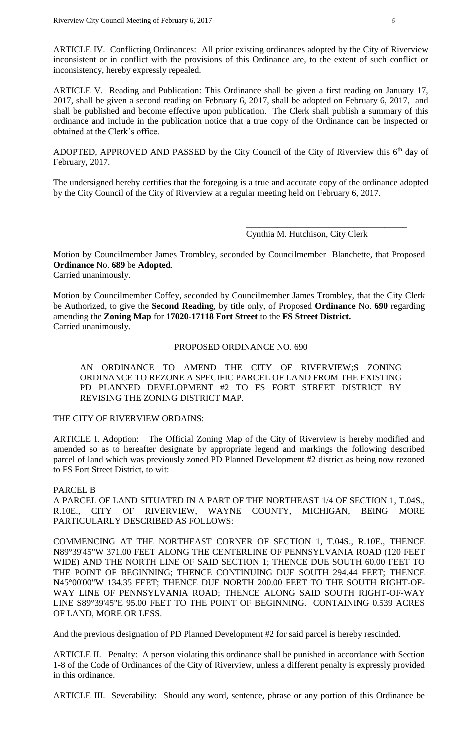ARTICLE IV. Conflicting Ordinances: All prior existing ordinances adopted by the City of Riverview inconsistent or in conflict with the provisions of this Ordinance are, to the extent of such conflict or inconsistency, hereby expressly repealed.

ARTICLE V. Reading and Publication: This Ordinance shall be given a first reading on January 17, 2017, shall be given a second reading on February 6, 2017, shall be adopted on February 6, 2017, and shall be published and become effective upon publication. The Clerk shall publish a summary of this ordinance and include in the publication notice that a true copy of the Ordinance can be inspected or obtained at the Clerk's office.

ADOPTED, APPROVED AND PASSED by the City Council of the City of Riverview this 6th day of February, 2017.

The undersigned hereby certifies that the foregoing is a true and accurate copy of the ordinance adopted by the City Council of the City of Riverview at a regular meeting held on February 6, 2017.

\_\_\_\_\_\_\_\_\_\_\_\_\_\_\_\_\_\_\_\_\_\_\_\_\_\_\_\_\_\_\_\_\_\_\_\_

Cynthia M. Hutchison, City Clerk

Motion by Councilmember James Trombley, seconded by Councilmember Blanchette, that Proposed **Ordinance** No. **689** be **Adopted**.
Carried unanimously.

Motion by Councilmember Coffey, seconded by Councilmember James Trombley, that the City Clerk be Authorized, to give the **Second Reading**, by title only, of Proposed **Ordinance** No. **690** regarding amending the **Zoning Map** for **17020-17118 Fort Street** to the **FS Street District.**
Carried unanimously.

PROPOSED ORDINANCE NO. 690

AN ORDINANCE TO AMEND THE CITY OF RIVERVIEW;S ZONING ORDINANCE TO REZONE A SPECIFIC PARCEL OF LAND FROM THE EXISTING PD PLANNED DEVELOPMENT #2 TO FS FORT STREET DISTRICT BY REVISING THE ZONING DISTRICT MAP.

THE CITY OF RIVERVIEW ORDAINS:

ARTICLE I. Adoption: The Official Zoning Map of the City of Riverview is hereby modified and amended so as to hereafter designate by appropriate legend and markings the following described parcel of land which was previously zoned PD Planned Development #2 district as being now rezoned to FS Fort Street District, to wit:

PARCEL B

A PARCEL OF LAND SITUATED IN A PART OF THE NORTHEAST 1/4 OF SECTION 1, T.04S., R.10E., CITY OF RIVERVIEW, WAYNE COUNTY, MICHIGAN, BEING MORE PARTICULARLY DESCRIBED AS FOLLOWS:

COMMENCING AT THE NORTHEAST CORNER OF SECTION 1, T.04S., R.10E., THENCE N89°39'45"W 371.00 FEET ALONG THE CENTERLINE OF PENNSYLVANIA ROAD (120 FEET WIDE) AND THE NORTH LINE OF SAID SECTION 1; THENCE DUE SOUTH 60.00 FEET TO THE POINT OF BEGINNING; THENCE CONTINUING DUE SOUTH 294.44 FEET; THENCE N45°00'00"W 134.35 FEET; THENCE DUE NORTH 200.00 FEET TO THE SOUTH RIGHT-OF-WAY LINE OF PENNSYLVANIA ROAD; THENCE ALONG SAID SOUTH RIGHT-OF-WAY LINE S89°39'45"E 95.00 FEET TO THE POINT OF BEGINNING. CONTAINING 0.539 ACRES OF LAND, MORE OR LESS.

And the previous designation of PD Planned Development #2 for said parcel is hereby rescinded.

ARTICLE II. Penalty: A person violating this ordinance shall be punished in accordance with Section 1-8 of the Code of Ordinances of the City of Riverview, unless a different penalty is expressly provided in this ordinance.

ARTICLE III. Severability: Should any word, sentence, phrase or any portion of this Ordinance be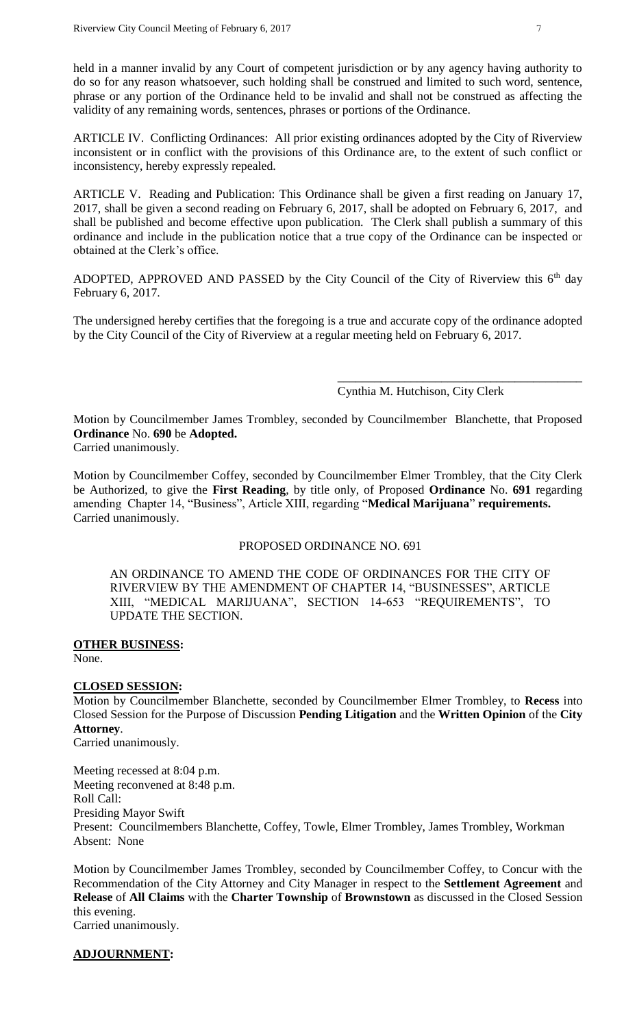held in a manner invalid by any Court of competent jurisdiction or by any agency having authority to do so for any reason whatsoever, such holding shall be construed and limited to such word, sentence, phrase or any portion of the Ordinance held to be invalid and shall not be construed as affecting the validity of any remaining words, sentences, phrases or portions of the Ordinance.

ARTICLE IV. Conflicting Ordinances: All prior existing ordinances adopted by the City of Riverview inconsistent or in conflict with the provisions of this Ordinance are, to the extent of such conflict or inconsistency, hereby expressly repealed.

ARTICLE V. Reading and Publication: This Ordinance shall be given a first reading on January 17, 2017, shall be given a second reading on February 6, 2017, shall be adopted on February 6, 2017, and shall be published and become effective upon publication. The Clerk shall publish a summary of this ordinance and include in the publication notice that a true copy of the Ordinance can be inspected or obtained at the Clerk's office.

ADOPTED, APPROVED AND PASSED by the City Council of the City of Riverview this 6th day February 6, 2017.

The undersigned hereby certifies that the foregoing is a true and accurate copy of the ordinance adopted by the City Council of the City of Riverview at a regular meeting held on February 6, 2017.

\_\_\_\_\_\_\_\_\_\_\_\_\_\_\_\_\_\_\_\_\_\_\_\_\_\_\_\_\_\_\_\_\_\_\_\_\_\_\_\_

Cynthia M. Hutchison, City Clerk

Motion by Councilmember James Trombley, seconded by Councilmember Blanchette, that Proposed **Ordinance** No. **690** be **Adopted.**
Carried unanimously.

Motion by Councilmember Coffey, seconded by Councilmember Elmer Trombley, that the City Clerk be Authorized, to give the **First Reading**, by title only, of Proposed **Ordinance** No. **691** regarding amending Chapter 14, "Business", Article XIII, regarding "**Medical Marijuana**" **requirements.**
Carried unanimously.

PROPOSED ORDINANCE NO. 691

AN ORDINANCE TO AMEND THE CODE OF ORDINANCES FOR THE CITY OF RIVERVIEW BY THE AMENDMENT OF CHAPTER 14, "BUSINESSES", ARTICLE XIII, "MEDICAL MARIJUANA", SECTION 14-653 "REQUIREMENTS", TO UPDATE THE SECTION.

**OTHER BUSINESS:**

None.

**CLOSED SESSION:**

Motion by Councilmember Blanchette, seconded by Councilmember Elmer Trombley, to **Recess** into Closed Session for the Purpose of Discussion **Pending Litigation** and the **Written Opinion** of the **City Attorney**.
Carried unanimously.

Meeting recessed at 8:04 p.m.
Meeting reconvened at 8:48 p.m.
Roll Call:
Presiding Mayor Swift
Present: Councilmembers Blanchette, Coffey, Towle, Elmer Trombley, James Trombley, Workman
Absent: None

Motion by Councilmember James Trombley, seconded by Councilmember Coffey, to Concur with the Recommendation of the City Attorney and City Manager in respect to the **Settlement Agreement** and **Release** of **All Claims** with the **Charter Township** of **Brownstown** as discussed in the Closed Session this evening.
Carried unanimously.

**ADJOURNMENT:**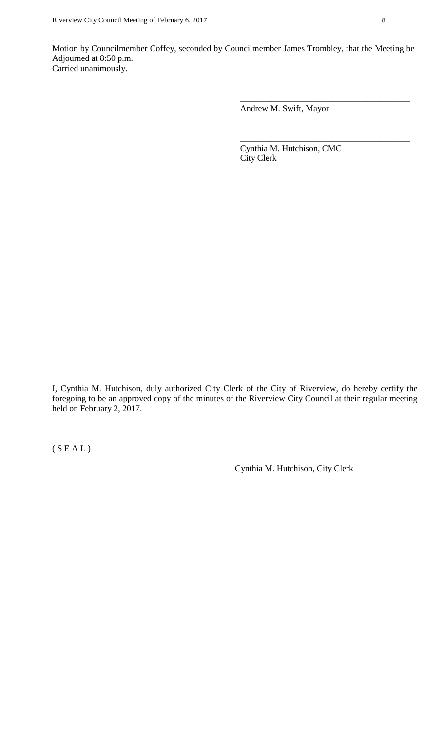Motion by Councilmember Coffey, seconded by Councilmember James Trombley, that the Meeting be Adjourned at 8:50 p.m.
Carried unanimously.

\_\_\_\_\_\_\_\_\_\_\_\_\_\_\_\_\_\_\_\_\_\_\_\_\_\_\_\_\_\_\_\_\_\_\_\_\_\_\_
Andrew M. Swift, Mayor

\_\_\_\_\_\_\_\_\_\_\_\_\_\_\_\_\_\_\_\_\_\_\_\_\_\_\_\_\_\_\_\_\_\_\_\_\_\_\_
Cynthia M. Hutchison, CMC
City Clerk

I, Cynthia M. Hutchison, duly authorized City Clerk of the City of Riverview, do hereby certify the foregoing to be an approved copy of the minutes of the Riverview City Council at their regular meeting held on February 2, 2017.

( S E A L )

\_\_\_\_\_\_\_\_\_\_\_\_\_\_\_\_\_\_\_\_\_\_\_\_\_\_\_\_\_\_\_\_\_\_\_
Cynthia M. Hutchison, City Clerk